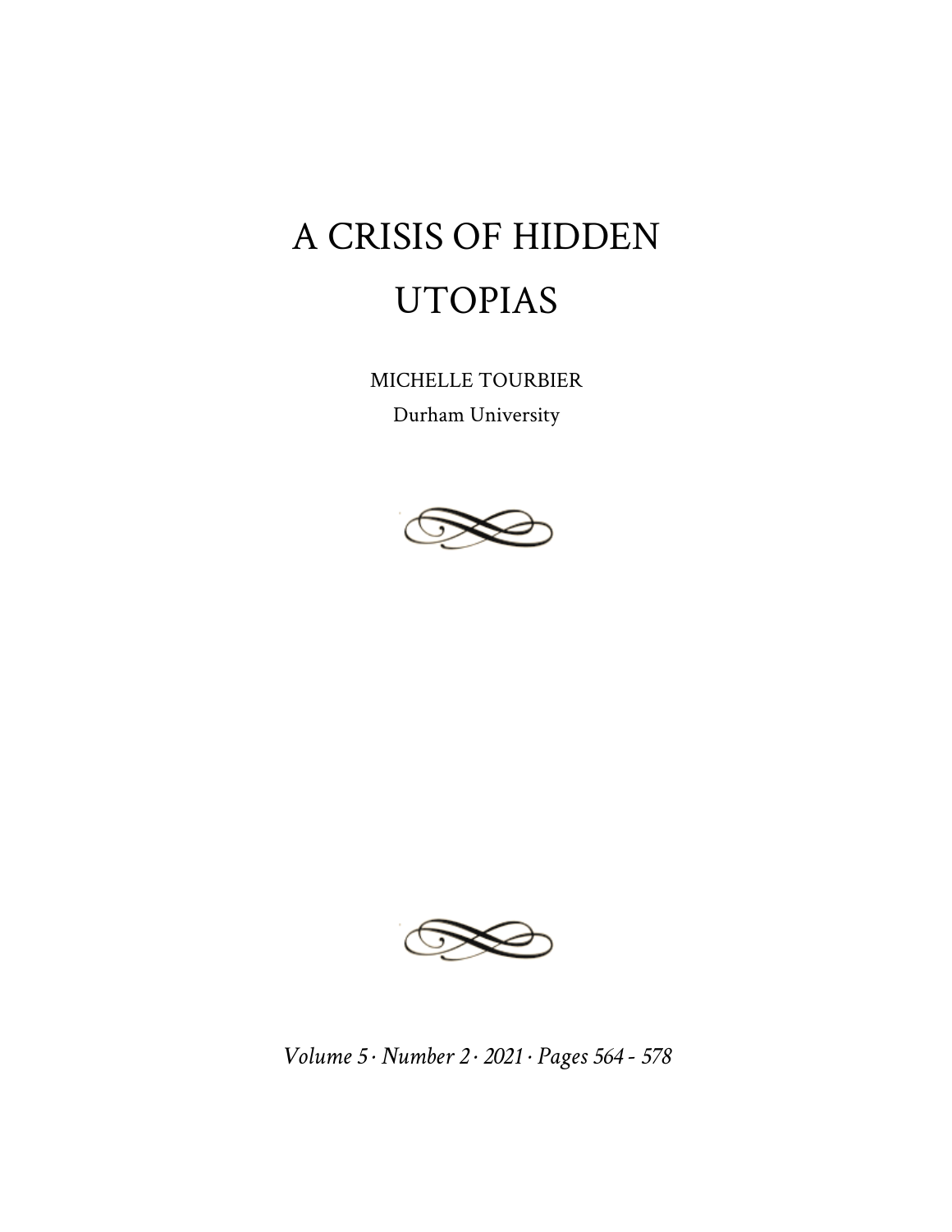# A CRISIS OF HIDDEN UTOPIAS

MICHELLE TOURBIER

Durham University

*Volume 5 · Number 2 · 2021 · Pages 564 - 578*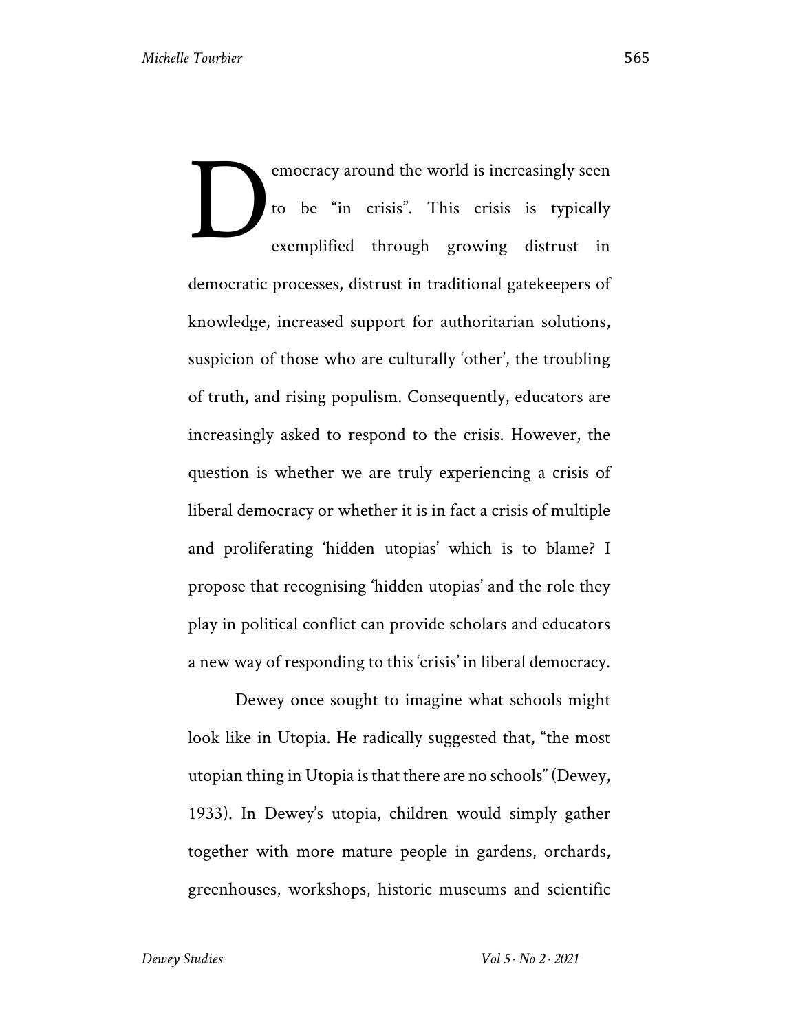Democracy around the world is increasingly seen to be "in crisis". This crisis is typically exemplified through growing distrust in democratic processes, distrust in traditional gatekeepers of knowledge, increased support for authoritarian solutions, suspicion of those who are culturally 'other', the troubling of truth, and rising populism. Consequently, educators are increasingly asked to respond to the crisis. However, the question is whether we are truly experiencing a crisis of liberal democracy or whether it is in fact a crisis of multiple and proliferating 'hidden utopias' which is to blame? I propose that recognising 'hidden utopias' and the role they play in political conflict can provide scholars and educators a new way of responding to this 'crisis' in liberal democracy.

Dewey once sought to imagine what schools might look like in Utopia. He radically suggested that, "the most utopian thing in Utopia is that there are no schools" (Dewey, 1933). In Dewey's utopia, children would simply gather together with more mature people in gardens, orchards, greenhouses, workshops, historic museums and scientific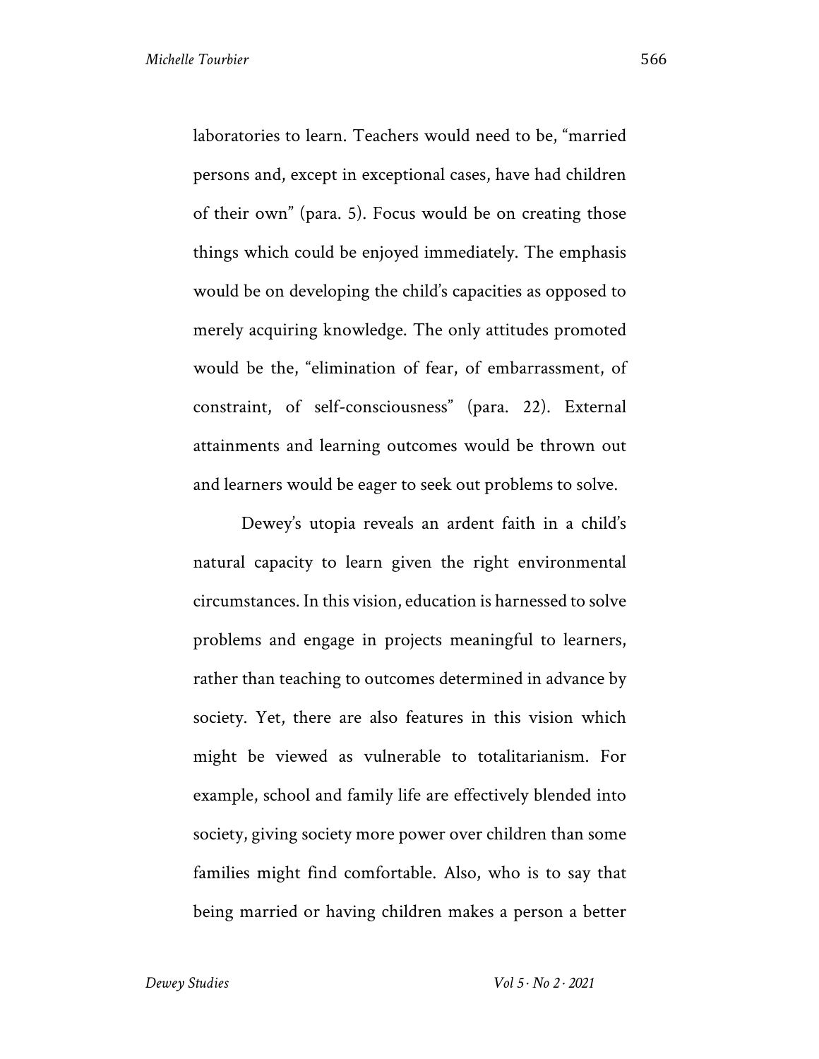laboratories to learn. Teachers would need to be, "married persons and, except in exceptional cases, have had children of their own" (para. 5). Focus would be on creating those things which could be enjoyed immediately. The emphasis would be on developing the child's capacities as opposed to merely acquiring knowledge. The only attitudes promoted would be the, "elimination of fear, of embarrassment, of constraint, of self-consciousness" (para. 22). External attainments and learning outcomes would be thrown out and learners would be eager to seek out problems to solve.

Dewey's utopia reveals an ardent faith in a child's natural capacity to learn given the right environmental circumstances. In this vision, education is harnessed to solve problems and engage in projects meaningful to learners, rather than teaching to outcomes determined in advance by society. Yet, there are also features in this vision which might be viewed as vulnerable to totalitarianism. For example, school and family life are effectively blended into society, giving society more power over children than some families might find comfortable. Also, who is to say that being married or having children makes a person a better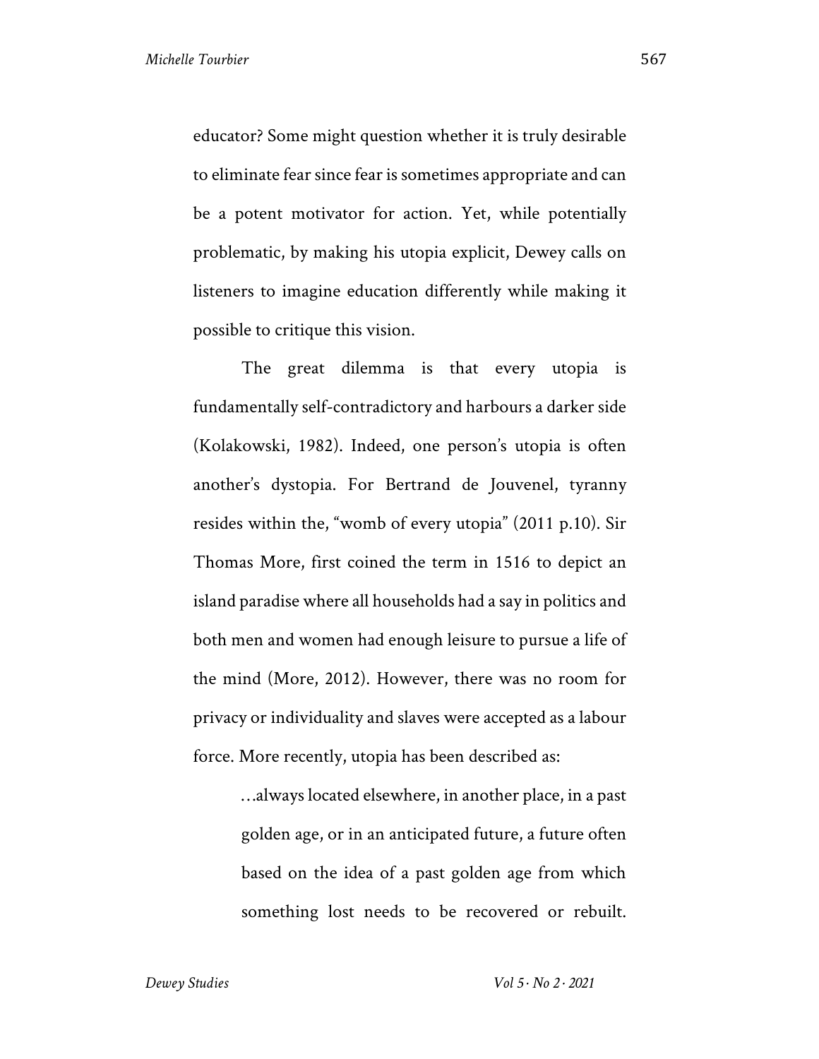educator? Some might question whether it is truly desirable to eliminate fear since fear is sometimes appropriate and can be a potent motivator for action. Yet, while potentially problematic, by making his utopia explicit, Dewey calls on listeners to imagine education differently while making it possible to critique this vision.

The great dilemma is that every utopia is fundamentally self-contradictory and harbours a darker side (Kolakowski, 1982). Indeed, one person's utopia is often another's dystopia. For Bertrand de Jouvenel, tyranny resides within the, "womb of every utopia" (2011 p.10). Sir Thomas More, first coined the term in 1516 to depict an island paradise where all households had a say in politics and both men and women had enough leisure to pursue a life of the mind (More, 2012). However, there was no room for privacy or individuality and slaves were accepted as a labour force. More recently, utopia has been described as:

> …always located elsewhere, in another place, in a past golden age, or in an anticipated future, a future often based on the idea of a past golden age from which something lost needs to be recovered or rebuilt.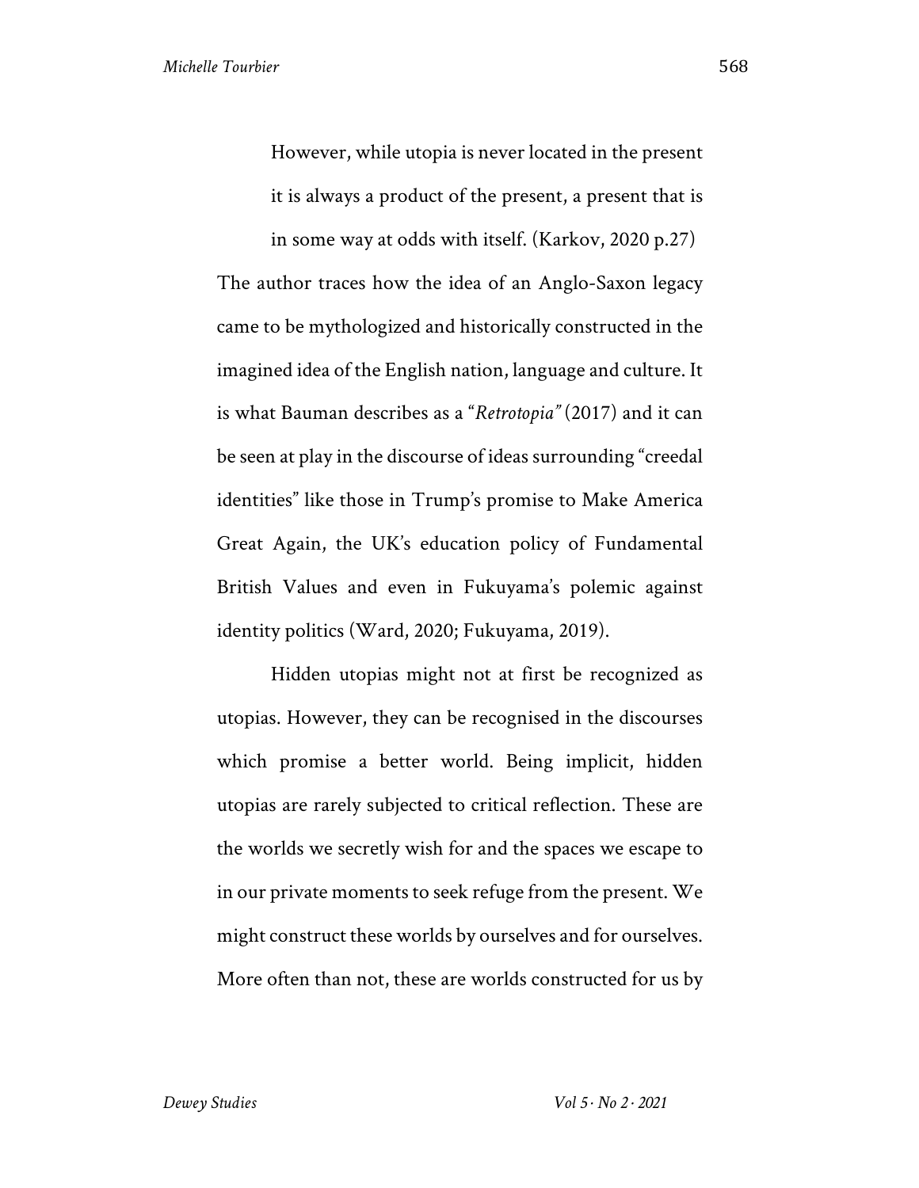> However, while utopia is never located in the present it is always a product of the present, a present that is in some way at odds with itself. (Karkov, 2020 p.27)

The author traces how the idea of an Anglo-Saxon legacy came to be mythologized and historically constructed in the imagined idea of the English nation, language and culture. It is what Bauman describes as a "*Retrotopia"* (2017) and it can be seen at play in the discourse of ideas surrounding "creedal identities" like those in Trump's promise to Make America Great Again, the UK's education policy of Fundamental British Values and even in Fukuyama's polemic against identity politics (Ward, 2020; Fukuyama, 2019).

Hidden utopias might not at first be recognized as utopias. However, they can be recognised in the discourses which promise a better world. Being implicit, hidden utopias are rarely subjected to critical reflection. These are the worlds we secretly wish for and the spaces we escape to in our private moments to seek refuge from the present. We might construct these worlds by ourselves and for ourselves. More often than not, these are worlds constructed for us by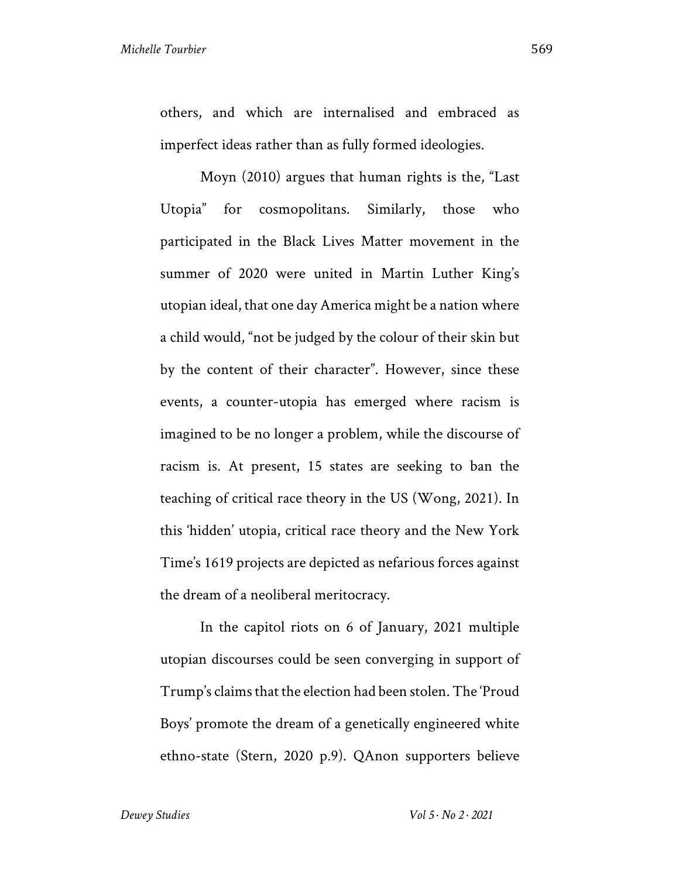others, and which are internalised and embraced as imperfect ideas rather than as fully formed ideologies.

Moyn (2010) argues that human rights is the, "Last Utopia" for cosmopolitans. Similarly, those who participated in the Black Lives Matter movement in the summer of 2020 were united in Martin Luther King's utopian ideal, that one day America might be a nation where a child would, "not be judged by the colour of their skin but by the content of their character". However, since these events, a counter-utopia has emerged where racism is imagined to be no longer a problem, while the discourse of racism is. At present, 15 states are seeking to ban the teaching of critical race theory in the US (Wong, 2021). In this 'hidden' utopia, critical race theory and the New York Time's 1619 projects are depicted as nefarious forces against the dream of a neoliberal meritocracy.

In the capitol riots on 6 of January, 2021 multiple utopian discourses could be seen converging in support of Trump's claims that the election had been stolen. The 'Proud Boys' promote the dream of a genetically engineered white ethno-state (Stern, 2020 p.9). QAnon supporters believe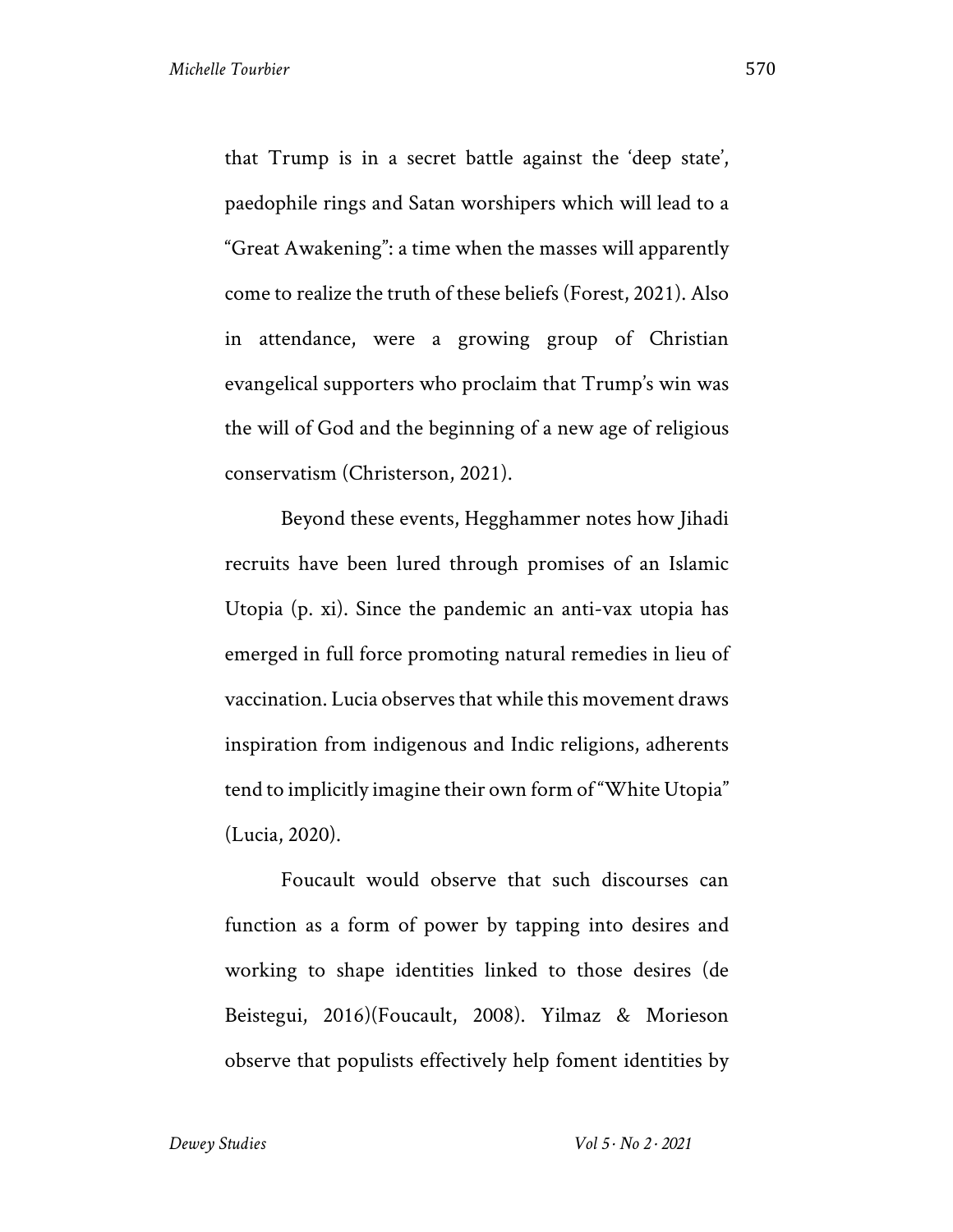that Trump is in a secret battle against the 'deep state', paedophile rings and Satan worshipers which will lead to a "Great Awakening": a time when the masses will apparently come to realize the truth of these beliefs (Forest, 2021). Also in attendance, were a growing group of Christian evangelical supporters who proclaim that Trump's win was the will of God and the beginning of a new age of religious conservatism (Christerson, 2021).

Beyond these events, Hegghammer notes how Jihadi recruits have been lured through promises of an Islamic Utopia (p. xi). Since the pandemic an anti-vax utopia has emerged in full force promoting natural remedies in lieu of vaccination. Lucia observes that while this movement draws inspiration from indigenous and Indic religions, adherents tend to implicitly imagine their own form of "White Utopia" (Lucia, 2020).

Foucault would observe that such discourses can function as a form of power by tapping into desires and working to shape identities linked to those desires (de Beistegui, 2016)(Foucault, 2008). Yilmaz & Morieson observe that populists effectively help foment identities by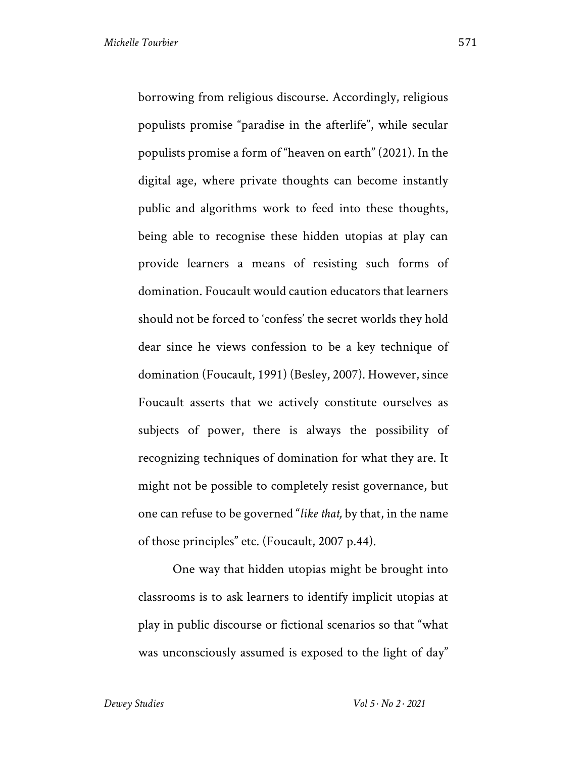borrowing from religious discourse. Accordingly, religious populists promise "paradise in the afterlife", while secular populists promise a form of "heaven on earth" (2021). In the digital age, where private thoughts can become instantly public and algorithms work to feed into these thoughts, being able to recognise these hidden utopias at play can provide learners a means of resisting such forms of domination. Foucault would caution educators that learners should not be forced to 'confess' the secret worlds they hold dear since he views confession to be a key technique of domination (Foucault, 1991) (Besley, 2007). However, since Foucault asserts that we actively constitute ourselves as subjects of power, there is always the possibility of recognizing techniques of domination for what they are. It might not be possible to completely resist governance, but one can refuse to be governed "*like that,* by that, in the name of those principles" etc. (Foucault, 2007 p.44).

One way that hidden utopias might be brought into classrooms is to ask learners to identify implicit utopias at play in public discourse or fictional scenarios so that "what was unconsciously assumed is exposed to the light of day"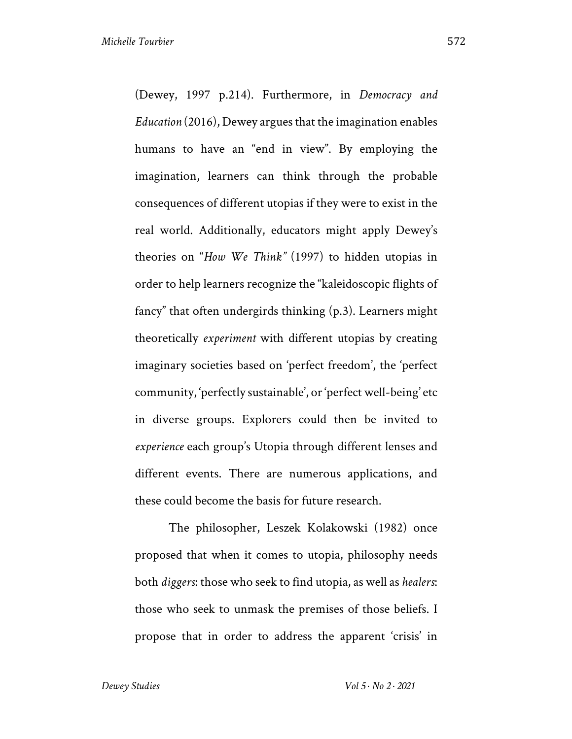(Dewey, 1997 p.214). Furthermore, in *Democracy and Education* (2016), Dewey argues that the imagination enables humans to have an "end in view". By employing the imagination, learners can think through the probable consequences of different utopias if they were to exist in the real world. Additionally, educators might apply Dewey's theories on "*How We Think"* (1997) to hidden utopias in order to help learners recognize the "kaleidoscopic flights of fancy" that often undergirds thinking (p.3). Learners might theoretically *experiment* with different utopias by creating imaginary societies based on 'perfect freedom', the 'perfect community, 'perfectly sustainable', or 'perfect well-being' etc in diverse groups. Explorers could then be invited to *experience* each group's Utopia through different lenses and different events. There are numerous applications, and these could become the basis for future research.

The philosopher, Leszek Kolakowski (1982) once proposed that when it comes to utopia, philosophy needs both *diggers*: those who seek to find utopia, as well as *healers*: those who seek to unmask the premises of those beliefs. I propose that in order to address the apparent 'crisis' in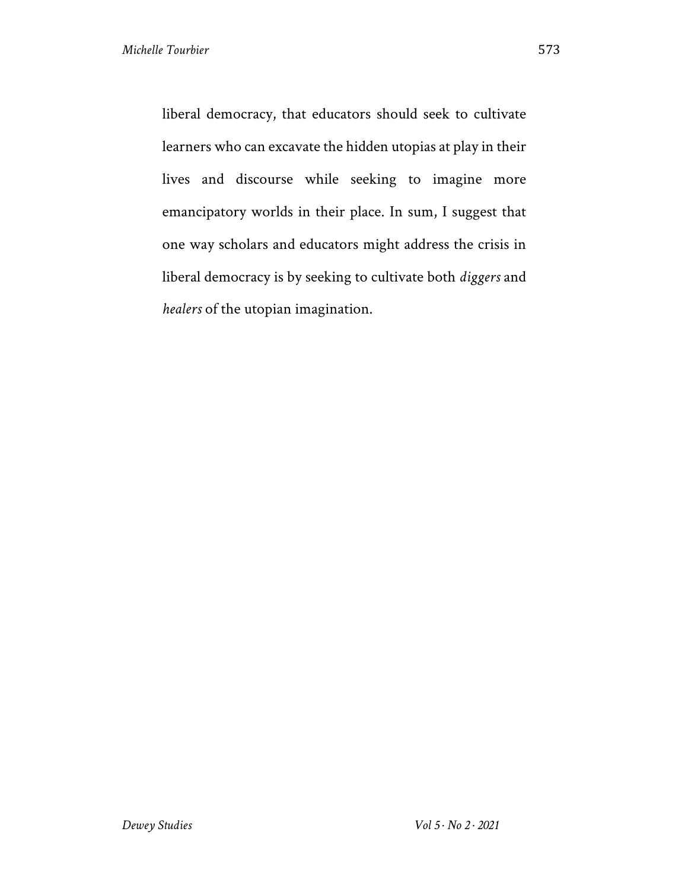liberal democracy, that educators should seek to cultivate learners who can excavate the hidden utopias at play in their lives and discourse while seeking to imagine more emancipatory worlds in their place. In sum, I suggest that one way scholars and educators might address the crisis in liberal democracy is by seeking to cultivate both *diggers* and *healers* of the utopian imagination.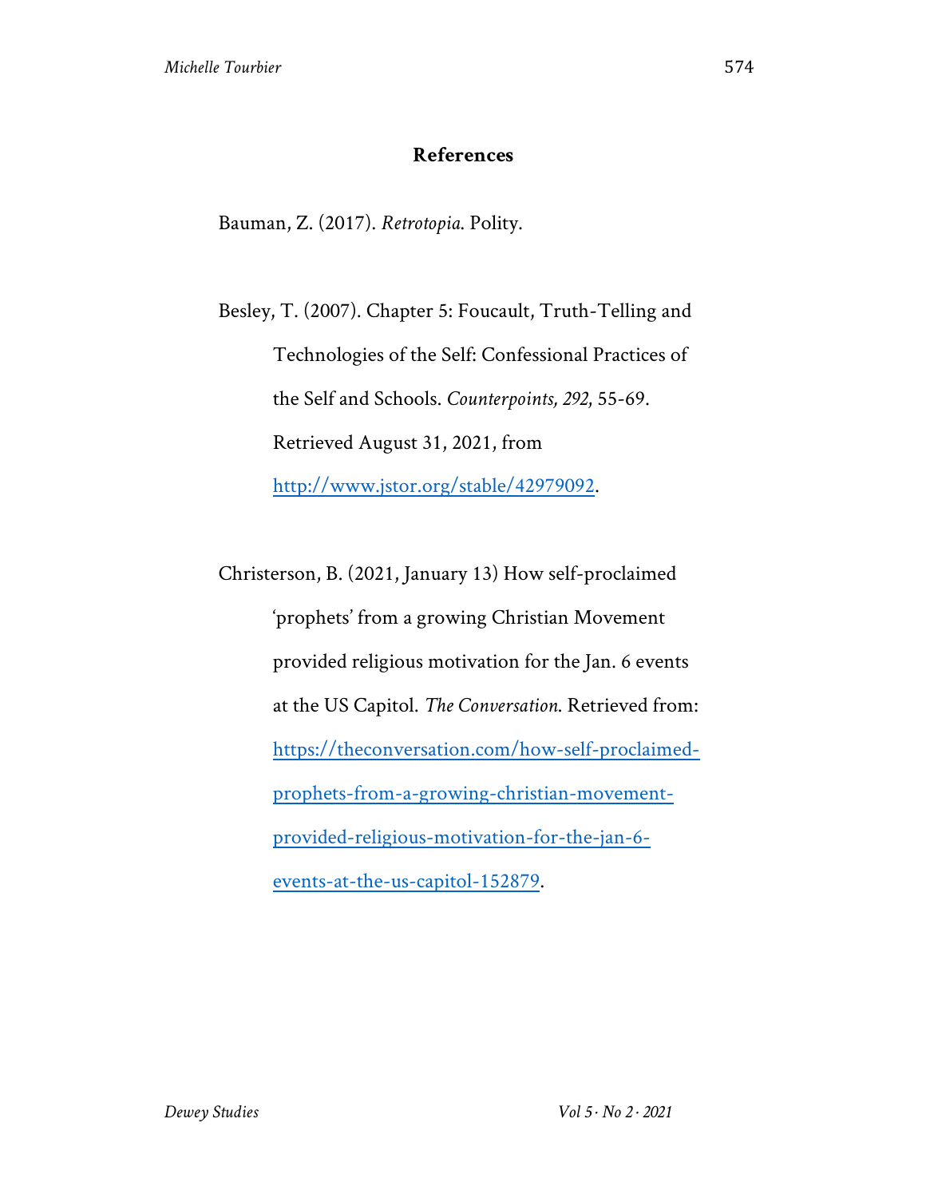## References

Bauman, Z. (2017). *Retrotopia*. Polity.

Besley, T. (2007). Chapter 5: Foucault, Truth-Telling and Technologies of the Self: Confessional Practices of the Self and Schools. *Counterpoints, 292*, 55-69. Retrieved August 31, 2021, from http://www.jstor.org/stable/42979092.

Christerson, B. (2021, January 13) How self-proclaimed 'prophets' from a growing Christian Movement provided religious motivation for the Jan. 6 events at the US Capitol. *The Conversation*. Retrieved from: https://theconversation.com/how-self-proclaimed-prophets-from-a-growing-christian-movement-provided-religious-motivation-for-the-jan-6-events-at-the-us-capitol-152879.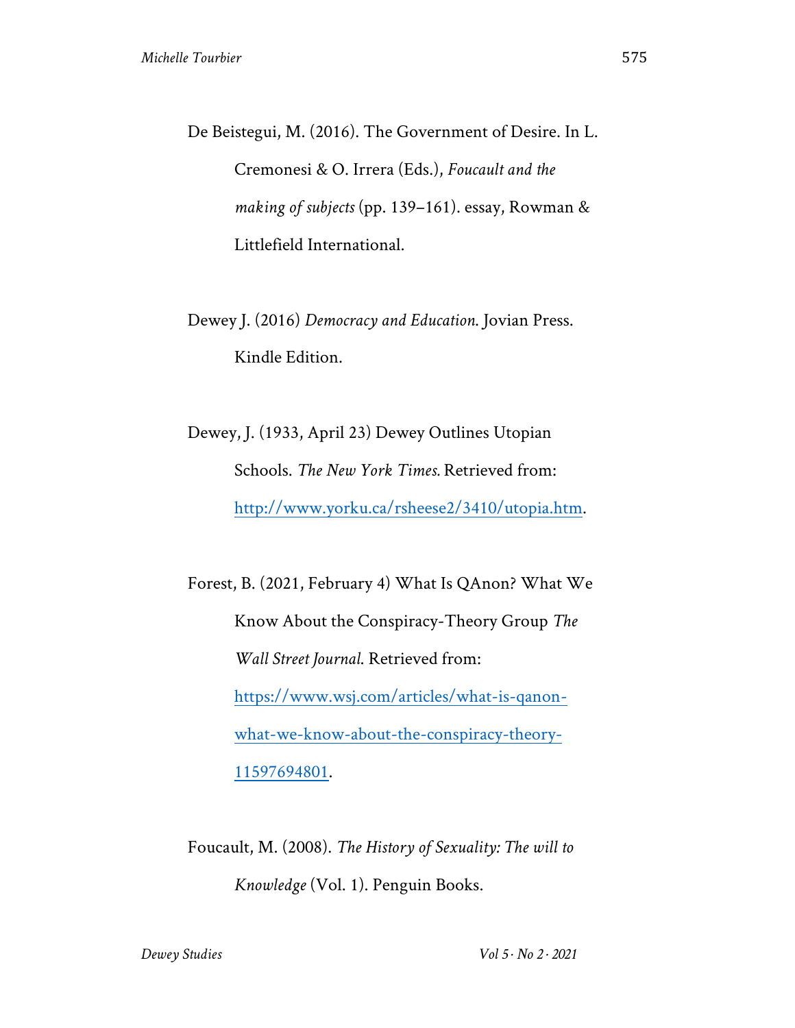De Beistegui, M. (2016). The Government of Desire. In L. Cremonesi & O. Irrera (Eds.), *Foucault and the making of subjects* (pp. 139–161). essay, Rowman & Littlefield International.

Dewey J. (2016) *Democracy and Education*. Jovian Press. Kindle Edition.

Dewey, J. (1933, April 23) Dewey Outlines Utopian Schools. *The New York Times.* Retrieved from: [http://www.yorku.ca/rsheese2/3410/utopia.htm](http://www.yorku.ca/rsheese2/3410/utopia.htm).

Forest, B. (2021, February 4) What Is QAnon? What We Know About the Conspiracy-Theory Group *The Wall Street Journal*. Retrieved from: [https://www.wsj.com/articles/what-is-qanon-what-we-know-about-the-conspiracy-theory-11597694801](https://www.wsj.com/articles/what-is-qanon-what-we-know-about-the-conspiracy-theory-11597694801).

Foucault, M. (2008). *The History of Sexuality: The will to Knowledge* (Vol. 1). Penguin Books.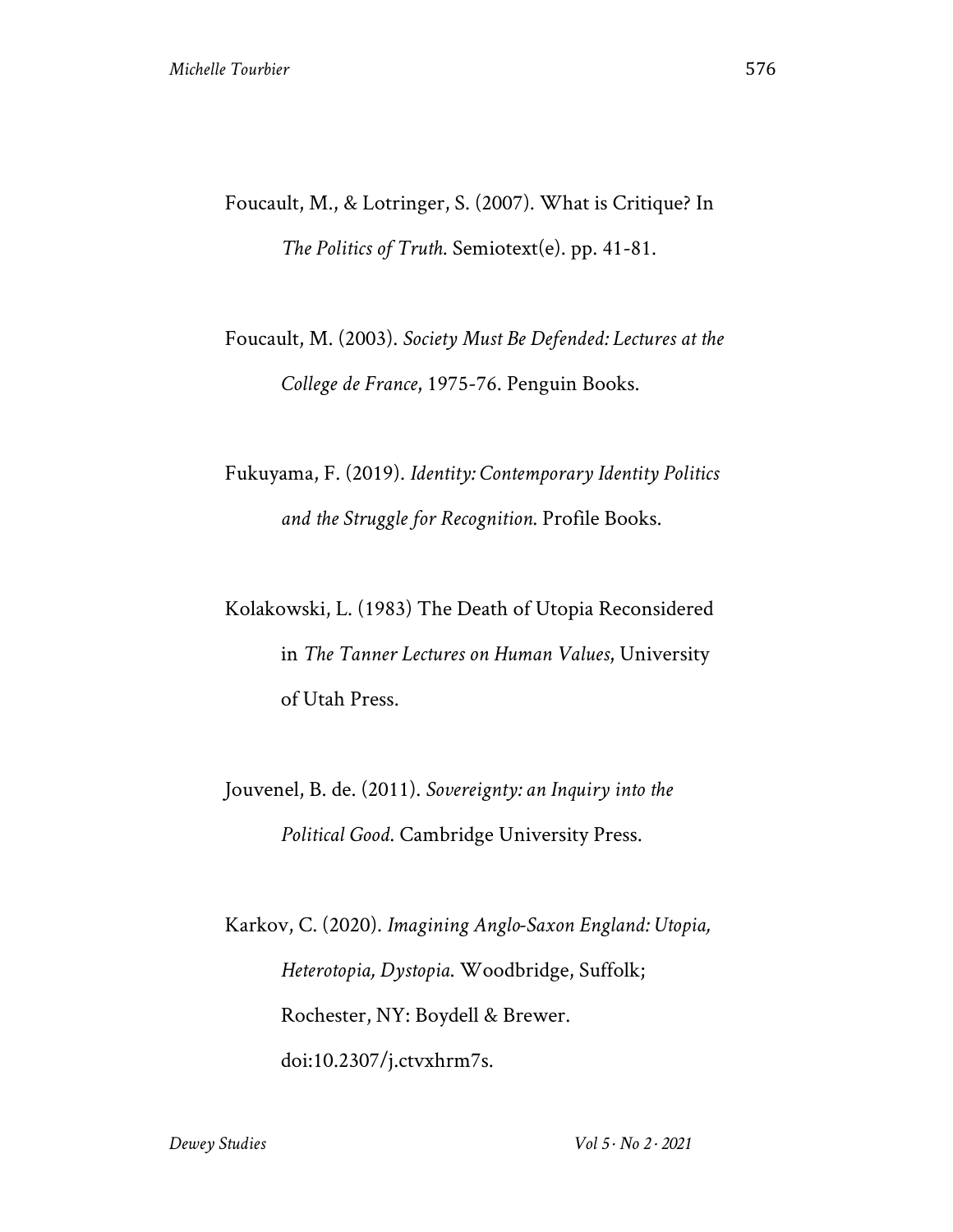Foucault, M., & Lotringer, S. (2007). What is Critique? In *The Politics of Truth*. Semiotext(e). pp. 41-81.

Foucault, M. (2003). *Society Must Be Defended: Lectures at the College de France*, 1975-76. Penguin Books.

Fukuyama, F. (2019). *Identity: Contemporary Identity Politics and the Struggle for Recognition*. Profile Books.

Kolakowski, L. (1983) The Death of Utopia Reconsidered in *The Tanner Lectures on Human Values*, University of Utah Press.

Jouvenel, B. de. (2011). *Sovereignty: an Inquiry into the Political Good*. Cambridge University Press.

Karkov, C. (2020). *Imagining Anglo-Saxon England: Utopia, Heterotopia, Dystopia*. Woodbridge, Suffolk; Rochester, NY: Boydell & Brewer. doi:10.2307/j.ctvxhrm7s.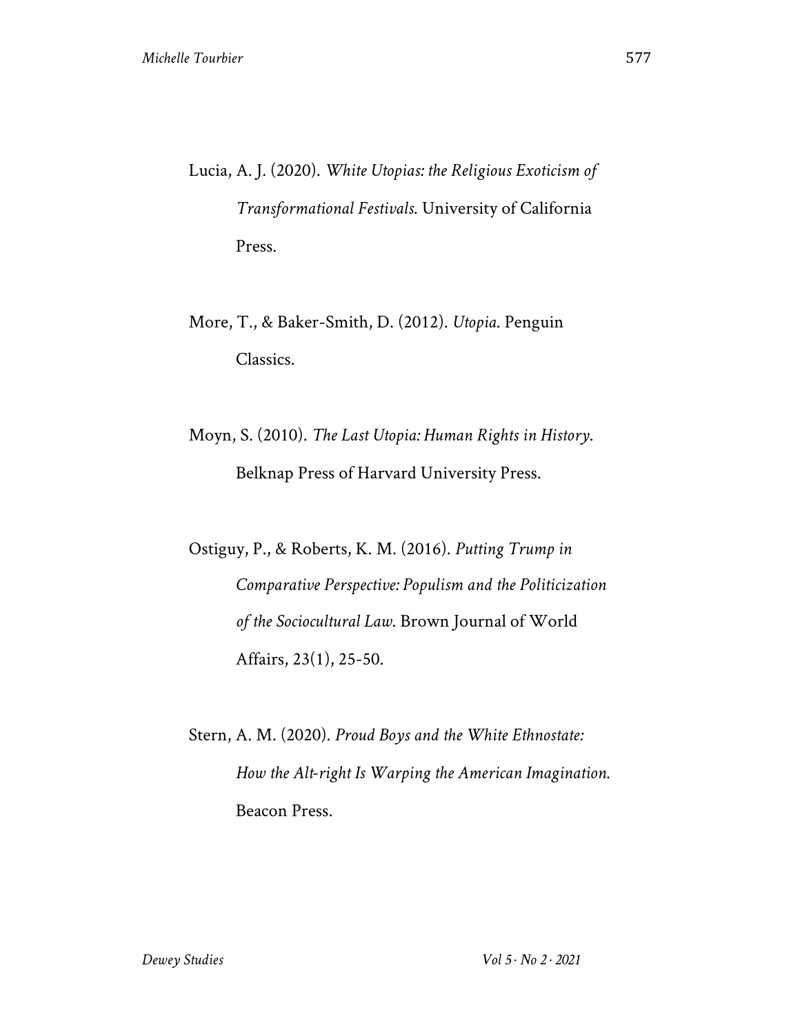Lucia, A. J. (2020). *White Utopias: the Religious Exoticism of Transformational Festivals*. University of California Press.

More, T., & Baker-Smith, D. (2012). *Utopia*. Penguin Classics.

Moyn, S. (2010). *The Last Utopia: Human Rights in History*. Belknap Press of Harvard University Press.

Ostiguy, P., & Roberts, K. M. (2016). *Putting Trump in Comparative Perspective: Populism and the Politicization of the Sociocultural Law*. Brown Journal of World Affairs, 23(1), 25-50.

Stern, A. M. (2020). *Proud Boys and the White Ethnostate: How the Alt-right Is Warping the American Imagination*. Beacon Press.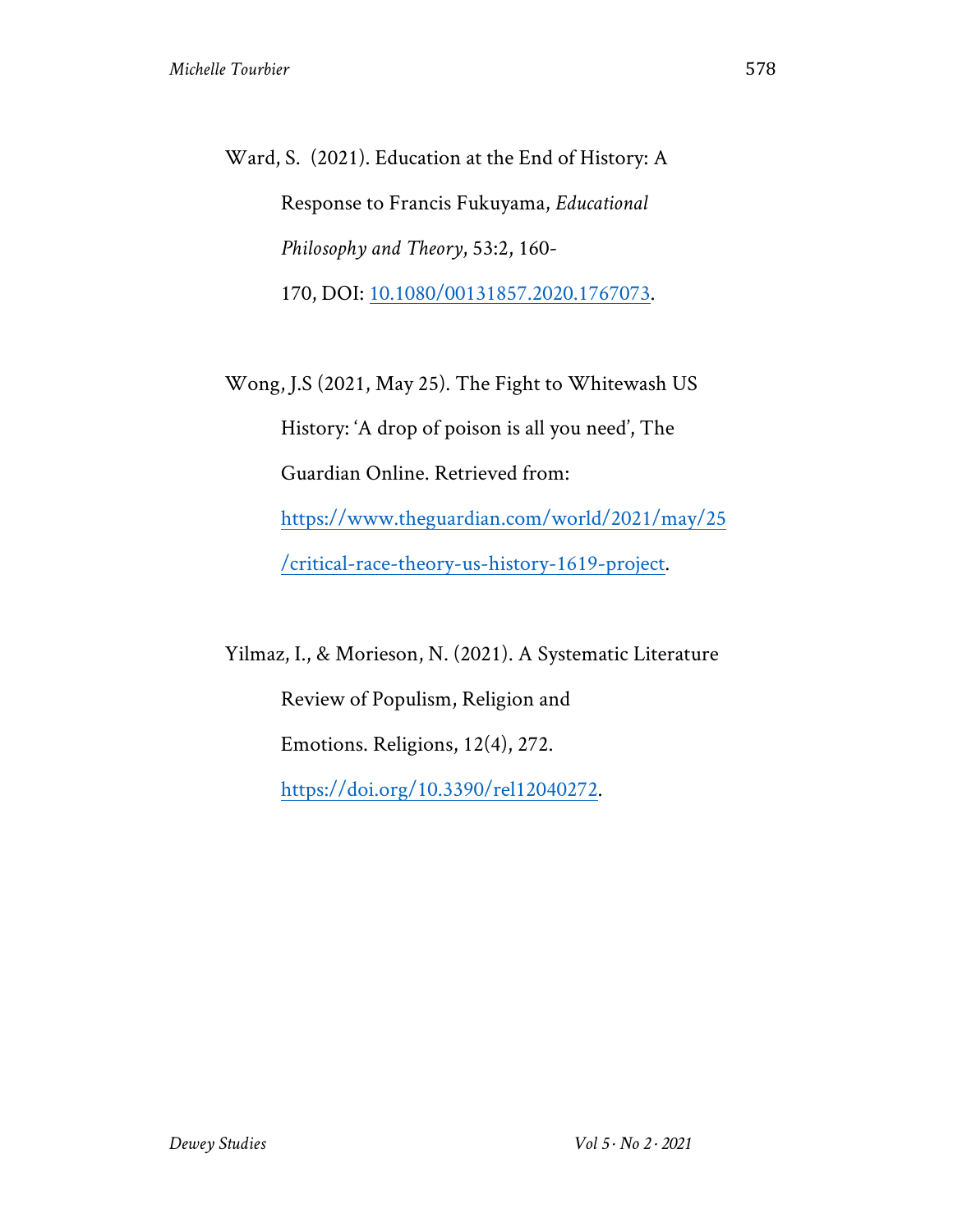Ward, S. (2021). Education at the End of History: A Response to Francis Fukuyama, *Educational Philosophy and Theory*, 53:2, 160-170, DOI: [10.1080/00131857.2020.1767073](https://doi.org/10.1080/00131857.2020.1767073).

Wong, J.S (2021, May 25). The Fight to Whitewash US History: 'A drop of poison is all you need', The Guardian Online. Retrieved from: [https://www.theguardian.com/world/2021/may/25/critical-race-theory-us-history-1619-project](https://www.theguardian.com/world/2021/may/25/critical-race-theory-us-history-1619-project).

Yilmaz, I., & Morieson, N. (2021). A Systematic Literature Review of Populism, Religion and Emotions. Religions, 12(4), 272. [https://doi.org/10.3390/rel12040272](https://doi.org/10.3390/rel12040272).